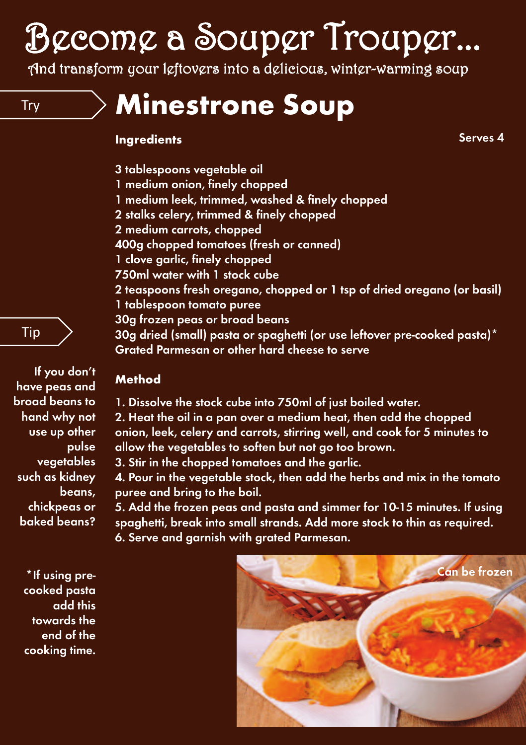# Become a Souper Trouper...

And transform your leftovers into a delicious, winter-warming soup

Try

## Minestrone Soup

**Ingredients**

**Serves 4**

3 tablespoons vegetable oil
1 medium onion, finely chopped
1 medium leek, trimmed, washed & finely chopped
2 stalks celery, trimmed & finely chopped
2 medium carrots, chopped
400g chopped tomatoes (fresh or canned)
1 clove garlic, finely chopped
750ml water with 1 stock cube
2 teaspoons fresh oregano, chopped or 1 tsp of dried oregano (or basil)
1 tablespoon tomato puree
30g frozen peas or broad beans
30g dried (small) pasta or spaghetti (or use leftover pre-cooked pasta)*
Grated Parmesan or other hard cheese to serve

**Method**

1. Dissolve the stock cube into 750ml of just boiled water.
2. Heat the oil in a pan over a medium heat, then add the chopped onion, leek, celery and carrots, stirring well, and cook for 5 minutes to allow the vegetables to soften but not go too brown.
3. Stir in the chopped tomatoes and the garlic.
4. Pour in the vegetable stock, then add the herbs and mix in the tomato puree and bring to the boil.
5. Add the frozen peas and pasta and simmer for 10-15 minutes. If using spaghetti, break into small strands. Add more stock to thin as required.
6. Serve and garnish with grated Parmesan.

Tip

If you don't have peas and broad beans to hand why not use up other pulse vegetables such as kidney beans, chickpeas or baked beans?

*If using pre-cooked pasta add this towards the end of the cooking time.

Can be frozen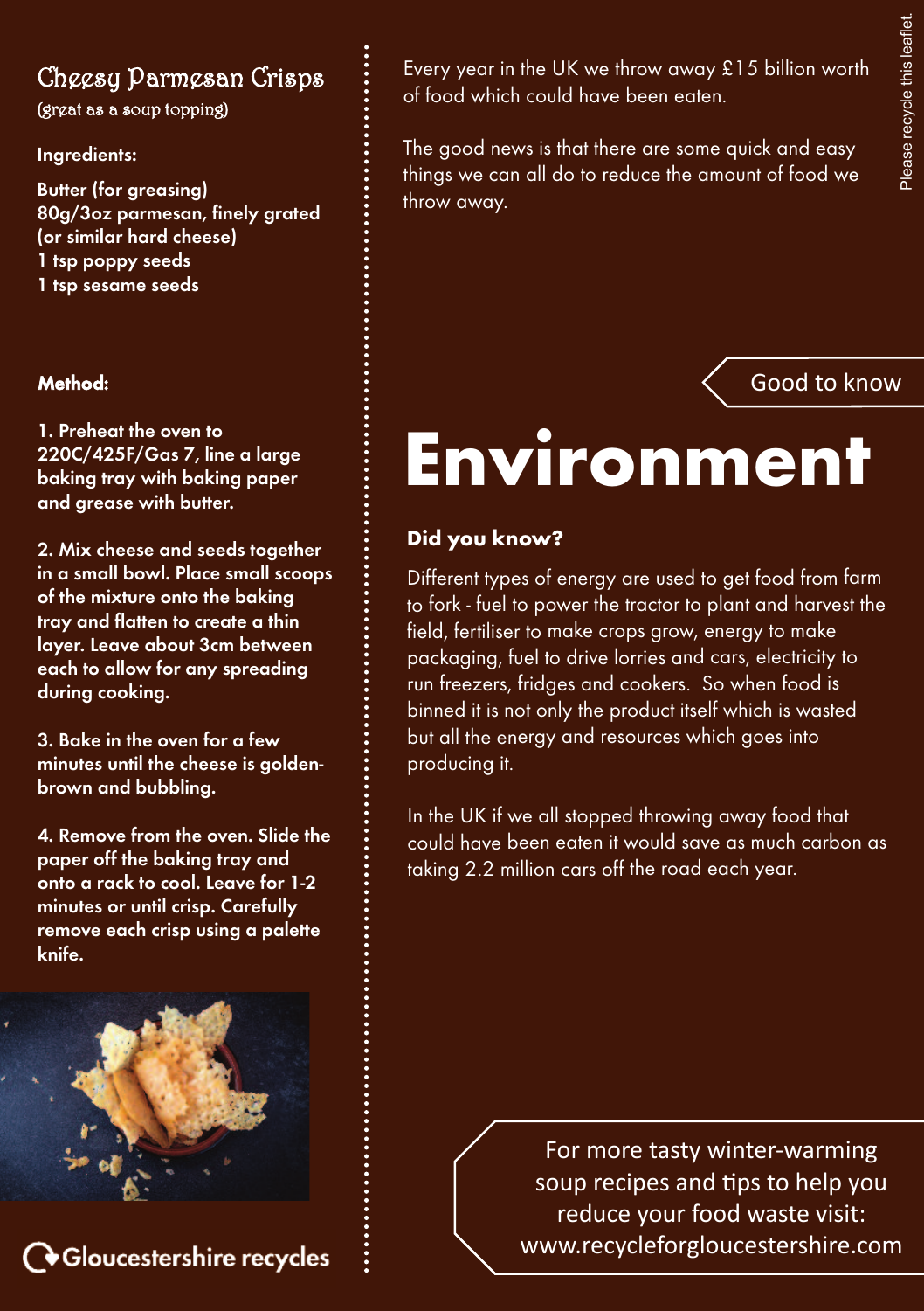## Cheesy Parmesan Crisps

(great as a soup topping)

**Ingredients:**

**Butter (for greasing)**
**80g/3oz parmesan, finely grated (or similar hard cheese)**
**1 tsp poppy seeds**
**1 tsp sesame seeds**

**Method:**

**1. Preheat the oven to 220C/425F/Gas 7, line a large baking tray with baking paper and grease with butter.**

**2. Mix cheese and seeds together in a small bowl. Place small scoops of the mixture onto the baking tray and flatten to create a thin layer. Leave about 3cm between each to allow for any spreading during cooking.**

**3. Bake in the oven for a few minutes until the cheese is golden-brown and bubbling.**

**4. Remove from the oven. Slide the paper off the baking tray and onto a rack to cool. Leave for 1-2 minutes or until crisp. Carefully remove each crisp using a palette knife.**

Gloucestershire recycles

Every year in the UK we throw away £15 billion worth of food which could have been eaten.

The good news is that there are some quick and easy things we can all do to reduce the amount of food we throw away.

Please recycle this leaflet.

Good to know

# Environment

**Did you know?**

Different types of energy are used to get food from farm to fork - fuel to power the tractor to plant and harvest the field, fertiliser to make crops grow, energy to make packaging, fuel to drive lorries and cars, electricity to run freezers, fridges and cookers. So when food is binned it is not only the product itself which is wasted but all the energy and resources which goes into producing it.

In the UK if we all stopped throwing away food that could have been eaten it would save as much carbon as taking 2.2 million cars off the road each year.

For more tasty winter-warming soup recipes and tips to help you reduce your food waste visit: www.recycleforgloucestershire.com